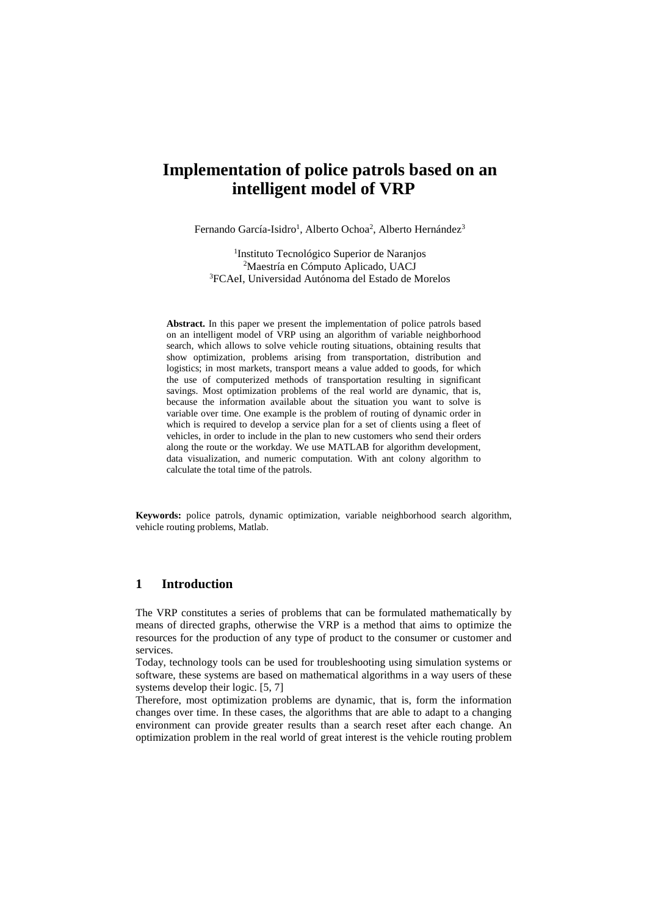# Implementation of police patrols based on an intelligent model of VRP

Fernando García-Isidro[1], Alberto Ochoa[2], Alberto Hernández[3]

[1]Instituto Tecnológico Superior de Naranjos
[2]Maestría en Cómputo Aplicado, UACJ
[3]FCAeI, Universidad Autónoma del Estado de Morelos

**Abstract.** In this paper we present the implementation of police patrols based on an intelligent model of VRP using an algorithm of variable neighborhood search, which allows to solve vehicle routing situations, obtaining results that show optimization, problems arising from transportation, distribution and logistics; in most markets, transport means a value added to goods, for which the use of computerized methods of transportation resulting in significant savings. Most optimization problems of the real world are dynamic, that is, because the information available about the situation you want to solve is variable over time. One example is the problem of routing of dynamic order in which is required to develop a service plan for a set of clients using a fleet of vehicles, in order to include in the plan to new customers who send their orders along the route or the workday. We use MATLAB for algorithm development, data visualization, and numeric computation. With ant colony algorithm to calculate the total time of the patrols.

**Keywords:** police patrols, dynamic optimization, variable neighborhood search algorithm, vehicle routing problems, Matlab.

## 1 Introduction

The VRP constitutes a series of problems that can be formulated mathematically by means of directed graphs, otherwise the VRP is a method that aims to optimize the resources for the production of any type of product to the consumer or customer and services.

Today, technology tools can be used for troubleshooting using simulation systems or software, these systems are based on mathematical algorithms in a way users of these systems develop their logic. [5, 7]

Therefore, most optimization problems are dynamic, that is, form the information changes over time. In these cases, the algorithms that are able to adapt to a changing environment can provide greater results than a search reset after each change. An optimization problem in the real world of great interest is the vehicle routing problem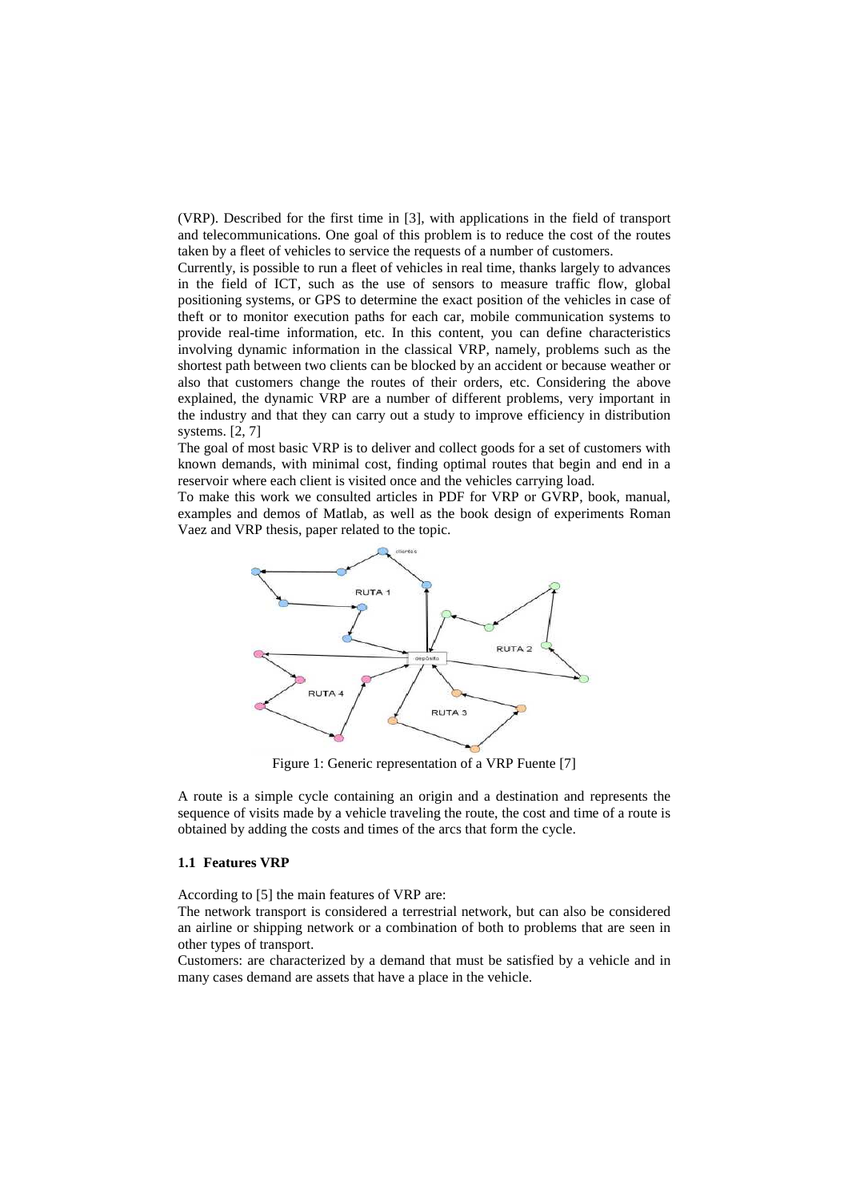(VRP). Described for the first time in [3], with applications in the field of transport and telecommunications. One goal of this problem is to reduce the cost of the routes taken by a fleet of vehicles to service the requests of a number of customers.

Currently, is possible to run a fleet of vehicles in real time, thanks largely to advances in the field of ICT, such as the use of sensors to measure traffic flow, global positioning systems, or GPS to determine the exact position of the vehicles in case of theft or to monitor execution paths for each car, mobile communication systems to provide real-time information, etc. In this content, you can define characteristics involving dynamic information in the classical VRP, namely, problems such as the shortest path between two clients can be blocked by an accident or because weather or also that customers change the routes of their orders, etc. Considering the above explained, the dynamic VRP are a number of different problems, very important in the industry and that they can carry out a study to improve efficiency in distribution systems. [2, 7]

The goal of most basic VRP is to deliver and collect goods for a set of customers with known demands, with minimal cost, finding optimal routes that begin and end in a reservoir where each client is visited once and the vehicles carrying load.

To make this work we consulted articles in PDF for VRP or GVRP, book, manual, examples and demos of Matlab, as well as the book design of experiments Roman Vaez and VRP thesis, paper related to the topic.

Figure 1: Generic representation of a VRP Fuente [7]

A route is a simple cycle containing an origin and a destination and represents the sequence of visits made by a vehicle traveling the route, the cost and time of a route is obtained by adding the costs and times of the arcs that form the cycle.

### 1.1 Features VRP

According to [5] the main features of VRP are:

The network transport is considered a terrestrial network, but can also be considered an airline or shipping network or a combination of both to problems that are seen in other types of transport.

Customers: are characterized by a demand that must be satisfied by a vehicle and in many cases demand are assets that have a place in the vehicle.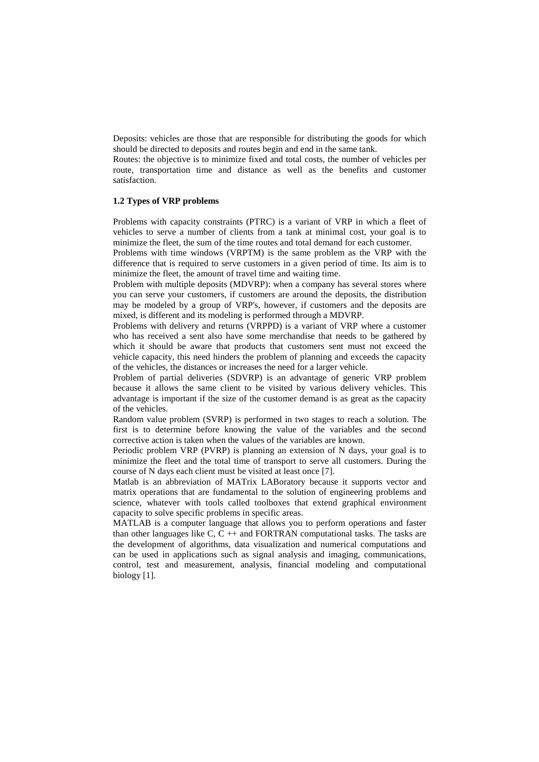Deposits: vehicles are those that are responsible for distributing the goods for which should be directed to deposits and routes begin and end in the same tank.
Routes: the objective is to minimize fixed and total costs, the number of vehicles per route, transportation time and distance as well as the benefits and customer satisfaction.

### 1.2 Types of VRP problems

Problems with capacity constraints (PTRC) is a variant of VRP in which a fleet of vehicles to serve a number of clients from a tank at minimal cost, your goal is to minimize the fleet, the sum of the time routes and total demand for each customer.
Problems with time windows (VRPTM) is the same problem as the VRP with the difference that is required to serve customers in a given period of time. Its aim is to minimize the fleet, the amount of travel time and waiting time.
Problem with multiple deposits (MDVRP): when a company has several stores where you can serve your customers, if customers are around the deposits, the distribution may be modeled by a group of VRP's, however, if customers and the deposits are mixed, is different and its modeling is performed through a MDVRP.
Problems with delivery and returns (VRPPD) is a variant of VRP where a customer who has received a sent also have some merchandise that needs to be gathered by which it should be aware that products that customers sent must not exceed the vehicle capacity, this need hinders the problem of planning and exceeds the capacity of the vehicles, the distances or increases the need for a larger vehicle.
Problem of partial deliveries (SDVRP) is an advantage of generic VRP problem because it allows the same client to be visited by various delivery vehicles. This advantage is important if the size of the customer demand is as great as the capacity of the vehicles.
Random value problem (SVRP) is performed in two stages to reach a solution. The first is to determine before knowing the value of the variables and the second corrective action is taken when the values of the variables are known.
Periodic problem VRP (PVRP) is planning an extension of N days, your goal is to minimize the fleet and the total time of transport to serve all customers. During the course of N days each client must be visited at least once [7].
Matlab is an abbreviation of MATrix LABoratory because it supports vector and matrix operations that are fundamental to the solution of engineering problems and science, whatever with tools called toolboxes that extend graphical environment capacity to solve specific problems in specific areas.
MATLAB is a computer language that allows you to perform operations and faster than other languages like C, C ++ and FORTRAN computational tasks. The tasks are the development of algorithms, data visualization and numerical computations and can be used in applications such as signal analysis and imaging, communications, control, test and measurement, analysis, financial modeling and computational biology [1].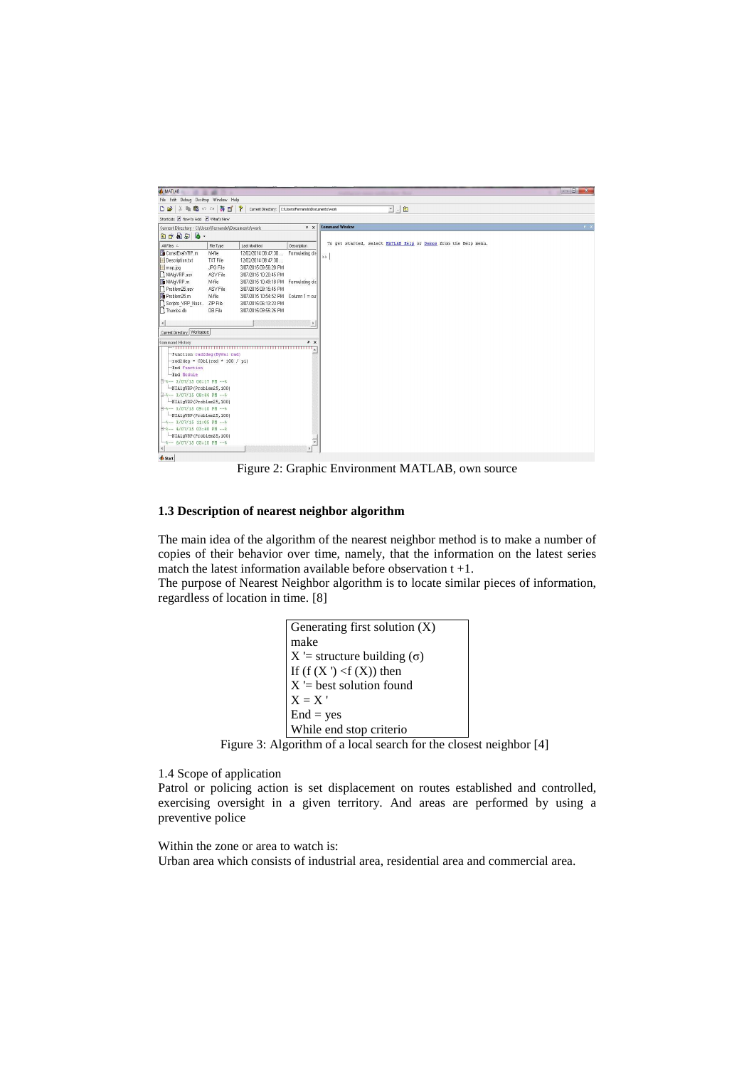Figure 2: Graphic Environment MATLAB, own source

**1.3 Description of nearest neighbor algorithm**

The main idea of the algorithm of the nearest neighbor method is to make a number of copies of their behavior over time, namely, that the information on the latest series match the latest information available before observation t +1.

The purpose of Nearest Neighbor algorithm is to locate similar pieces of information, regardless of location in time. [8]

```
Generating first solution (X)
make
X '= structure building (σ)
If (f (X ') <f (X)) then
X '= best solution found
X = X '
End = yes
While end stop criterio
```

Figure 3: Algorithm of a local search for the closest neighbor [4]

1.4 Scope of application

Patrol or policing action is set displacement on routes established and controlled, exercising oversight in a given territory. And areas are performed by using a preventive police

Within the zone or area to watch is:

Urban area which consists of industrial area, residential area and commercial area.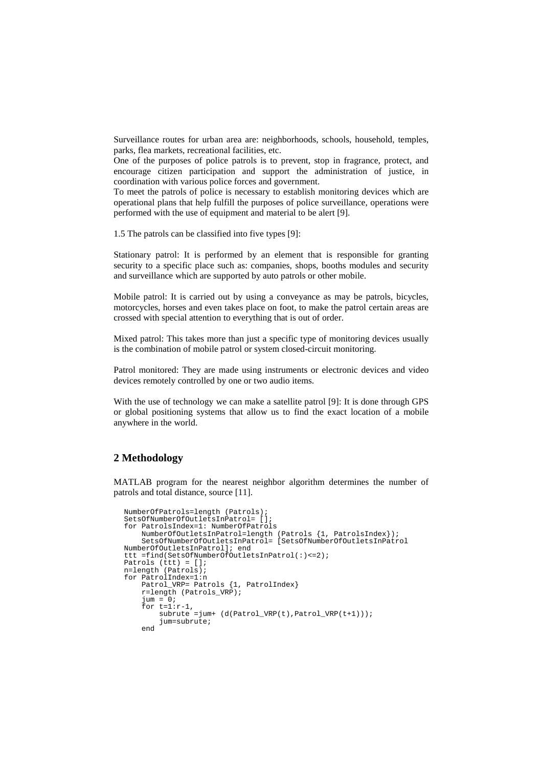Surveillance routes for urban area are: neighborhoods, schools, household, temples, parks, flea markets, recreational facilities, etc.

One of the purposes of police patrols is to prevent, stop in fragrance, protect, and encourage citizen participation and support the administration of justice, in coordination with various police forces and government.

To meet the patrols of police is necessary to establish monitoring devices which are operational plans that help fulfill the purposes of police surveillance, operations were performed with the use of equipment and material to be alert [9].

1.5 The patrols can be classified into five types [9]:

Stationary patrol: It is performed by an element that is responsible for granting security to a specific place such as: companies, shops, booths modules and security and surveillance which are supported by auto patrols or other mobile.

Mobile patrol: It is carried out by using a conveyance as may be patrols, bicycles, motorcycles, horses and even takes place on foot, to make the patrol certain areas are crossed with special attention to everything that is out of order.

Mixed patrol: This takes more than just a specific type of monitoring devices usually is the combination of mobile patrol or system closed-circuit monitoring.

Patrol monitored: They are made using instruments or electronic devices and video devices remotely controlled by one or two audio items.

With the use of technology we can make a satellite patrol [9]: It is done through GPS or global positioning systems that allow us to find the exact location of a mobile anywhere in the world.

## 2 Methodology

MATLAB program for the nearest neighbor algorithm determines the number of patrols and total distance, source [11].

```
NumberOfPatrols=length (Patrols);
SetsOfNumberOfOutletsInPatrol= [];
for PatrolsIndex=1: NumberOfPatrols
    NumberOfOutletsInPatrol=length (Patrols {1, PatrolsIndex});
    SetsOfNumberOfOutletsInPatrol= [SetsOfNumberOfOutletsInPatrol
NumberOfOutletsInPatrol]; end
ttt =find(SetsOfNumberOfOutletsInPatrol(:)<=2);
Patrols (ttt) = [];
n=length (Patrols);
for PatrolIndex=1:n
    Patrol_VRP= Patrols {1, PatrolIndex}
    r=length (Patrols_VRP);
    jum = 0;
    for t=1:r-1,
        subrute =jum+ (d(Patrol_VRP(t),Patrol_VRP(t+1)));
        jum=subrute;
    end
```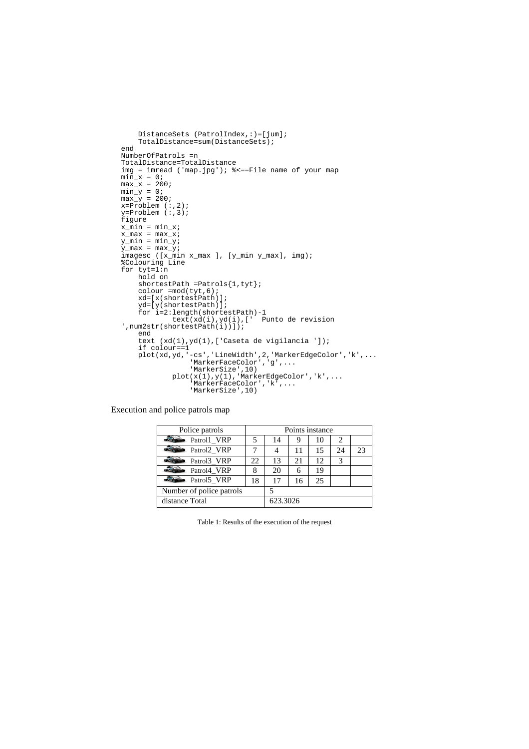```
    DistanceSets (PatrolIndex,:)=[jum];
    TotalDistance=sum(DistanceSets);
end
NumberOfPatrols =n
TotalDistance=TotalDistance
img = imread ('map.jpg'); %<==File name of your map
min_x = 0;
max_x = 200;
min_y = 0;
max_y = 200;
x=Problem (:,2);
y=Problem (:,3);
figure
x_min = min_x;
x_max = max_x;
y_min = min_y;
y_max = max_y;
imagesc ([x_min x_max ], [y_min y_max], img);
%Colouring Line
for tyt=1:n
    hold on
    shortestPath =Patrols{1,tyt};
    colour =mod(tyt,6);
    xd=[x(shortestPath)];
    yd=[y(shortestPath)];
    for i=2:length(shortestPath)-1
          text(xd(i),yd(i),['  Punto de revision
',num2str(shortestPath(i))]);
    end
    text (xd(1),yd(1),['Caseta de vigilancia ']);
    if colour==1
    plot(xd,yd,'-cs','LineWidth',2,'MarkerEdgeColor','k',...
              'MarkerFaceColor','g',...
              'MarkerSize',10)
          plot(x(1),y(1),'MarkerEdgeColor','k',...
              'MarkerFaceColor','k',...
              'MarkerSize',10)
```

Execution and police patrols map

| Police patrols | Points instance | | | | | |
|---|---|---|---|---|---|---|
| Patrol1_VRP | 5 | 14 | 9 | 10 | 2 | |
| Patrol2_VRP | 7 | 4 | 11 | 15 | 24 | 23 |
| Patrol3_VRP | 22 | 13 | 21 | 12 | 3 | |
| Patrol4_VRP | 8 | 20 | 6 | 19 | | |
| Patrol5_VRP | 18 | 17 | 16 | 25 | | |
| Number of police patrols | | 5 | | | | |
| distance Total | | 623.3026 | | | | |

Table 1: Results of the execution of the request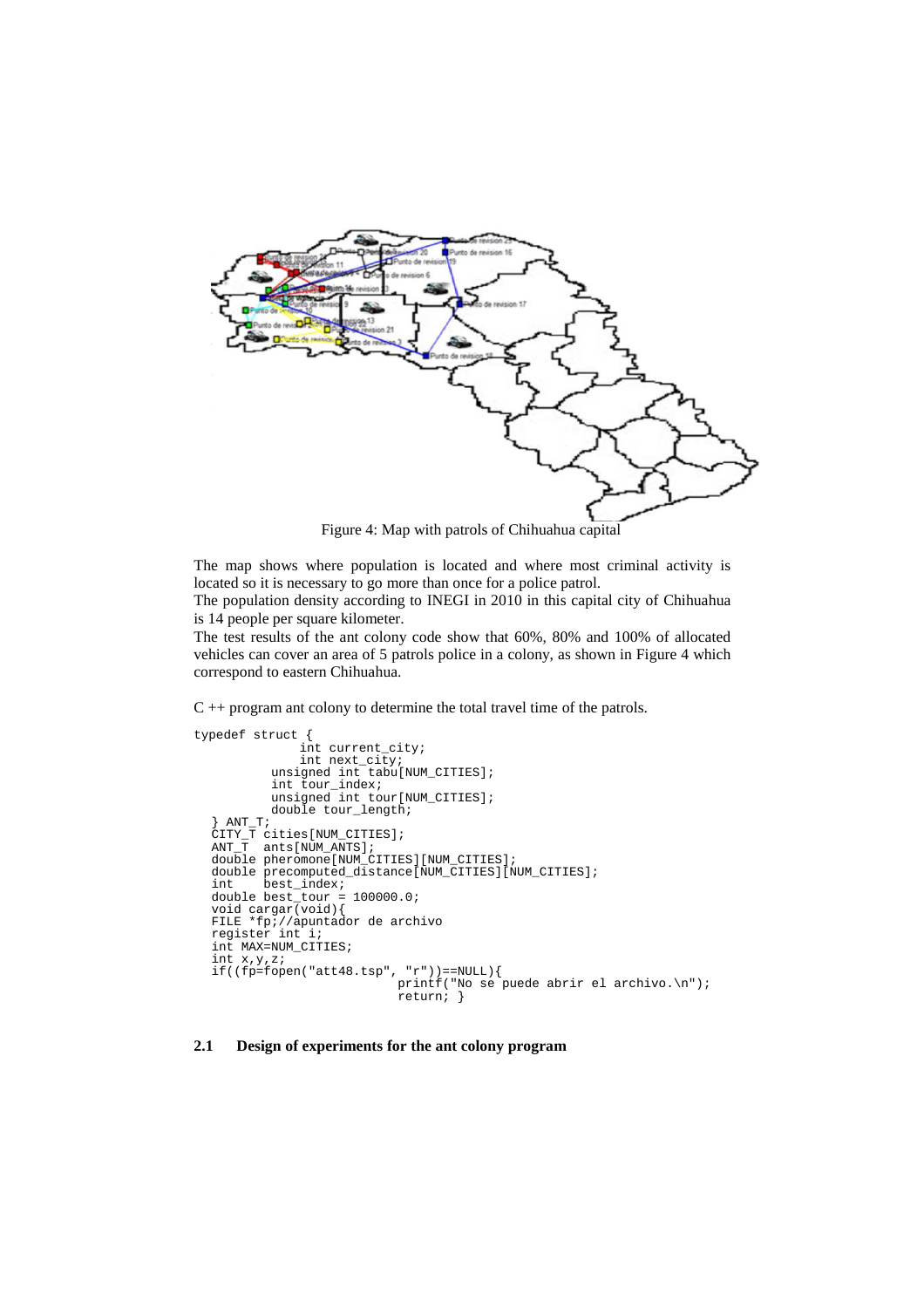Figure 4: Map with patrols of Chihuahua capital

The map shows where population is located and where most criminal activity is located so it is necessary to go more than once for a police patrol.

The population density according to INEGI in 2010 in this capital city of Chihuahua is 14 people per square kilometer.

The test results of the ant colony code show that 60%, 80% and 100% of allocated vehicles can cover an area of 5 patrols police in a colony, as shown in Figure 4 which correspond to eastern Chihuahua.

C ++ program ant colony to determine the total travel time of the patrols.

```
typedef struct {
              int current_city;
              int next_city;
          unsigned int tabu[NUM_CITIES];
          int tour_index;
          unsigned int tour[NUM_CITIES];
          double tour_length;
  } ANT_T;
  CITY_T cities[NUM_CITIES];
  ANT_T  ants[NUM_ANTS];
  double pheromone[NUM_CITIES][NUM_CITIES];
  double precomputed_distance[NUM_CITIES][NUM_CITIES];
  int    best_index;
  double best_tour = 100000.0;
  void cargar(void){
  FILE *fp;//apuntador de archivo
  register int i;
  int MAX=NUM_CITIES;
  int x,y,z;
  if((fp=fopen("att48.tsp", "r"))==NULL){
                         printf("No se puede abrir el archivo.\n");
                         return; }
```

## 2.1 Design of experiments for the ant colony program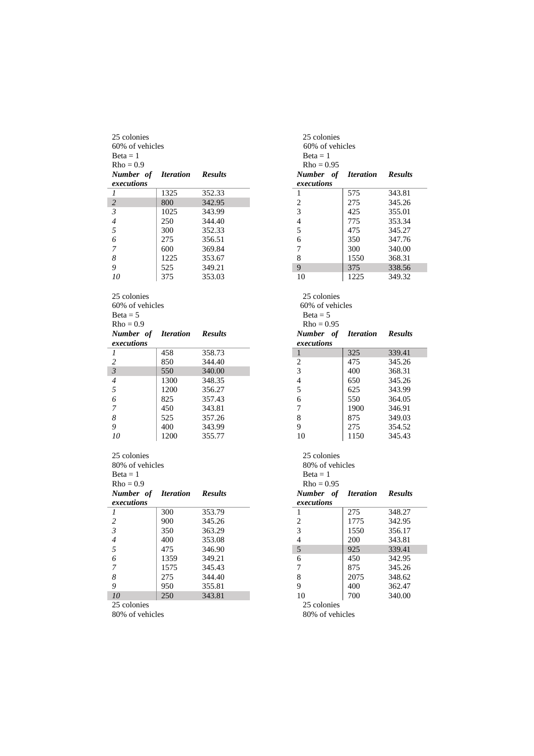25 colonies
60% of vehicles
Beta = 1
Rho = 0.9

| *Number of executions* | *Iteration* | *Results* |
|---|---|---|
| *1* | 1325 | 352.33 |
| *2* | 800 | 342.95 |
| *3* | 1025 | 343.99 |
| *4* | 250 | 344.40 |
| *5* | 300 | 352.33 |
| *6* | 275 | 356.51 |
| *7* | 600 | 369.84 |
| *8* | 1225 | 353.67 |
| *9* | 525 | 349.21 |
| *10* | 375 | 353.03 |

25 colonies
60% of vehicles
Beta = 5
Rho = 0.9

| *Number of executions* | *Iteration* | *Results* |
|---|---|---|
| *1* | 458 | 358.73 |
| *2* | 850 | 344.40 |
| *3* | 550 | 340.00 |
| *4* | 1300 | 348.35 |
| *5* | 1200 | 356.27 |
| *6* | 825 | 357.43 |
| *7* | 450 | 343.81 |
| *8* | 525 | 357.26 |
| *9* | 400 | 343.99 |
| *10* | 1200 | 355.77 |

25 colonies
80% of vehicles
Beta = 1
Rho = 0.9

| *Number of executions* | *Iteration* | *Results* |
|---|---|---|
| *1* | 300 | 353.79 |
| *2* | 900 | 345.26 |
| *3* | 350 | 363.29 |
| *4* | 400 | 353.08 |
| *5* | 475 | 346.90 |
| *6* | 1359 | 349.21 |
| *7* | 1575 | 345.43 |
| *8* | 275 | 344.40 |
| *9* | 950 | 355.81 |
| *10* | 250 | 343.81 |

25 colonies
80% of vehicles

25 colonies
60% of vehicles
Beta = 1
Rho = 0.95

| *Number of executions* | *Iteration* | *Results* |
|---|---|---|
| 1 | 575 | 343.81 |
| 2 | 275 | 345.26 |
| 3 | 425 | 355.01 |
| 4 | 775 | 353.34 |
| 5 | 475 | 345.27 |
| 6 | 350 | 347.76 |
| 7 | 300 | 340.00 |
| 8 | 1550 | 368.31 |
| 9 | 375 | 338.56 |
| 10 | 1225 | 349.32 |

25 colonies
60% of vehicles
Beta = 5
Rho = 0.95

| *Number of executions* | *Iteration* | *Results* |
|---|---|---|
| 1 | 325 | 339.41 |
| 2 | 475 | 345.26 |
| 3 | 400 | 368.31 |
| 4 | 650 | 345.26 |
| 5 | 625 | 343.99 |
| 6 | 550 | 364.05 |
| 7 | 1900 | 346.91 |
| 8 | 875 | 349.03 |
| 9 | 275 | 354.52 |
| 10 | 1150 | 345.43 |

25 colonies
80% of vehicles
Beta = 1
Rho = 0.95

| *Number of executions* | *Iteration* | *Results* |
|---|---|---|
| 1 | 275 | 348.27 |
| 2 | 1775 | 342.95 |
| 3 | 1550 | 356.17 |
| 4 | 200 | 343.81 |
| 5 | 925 | 339.41 |
| 6 | 450 | 342.95 |
| 7 | 875 | 345.26 |
| 8 | 2075 | 348.62 |
| 9 | 400 | 362.47 |
| 10 | 700 | 340.00 |

25 colonies
80% of vehicles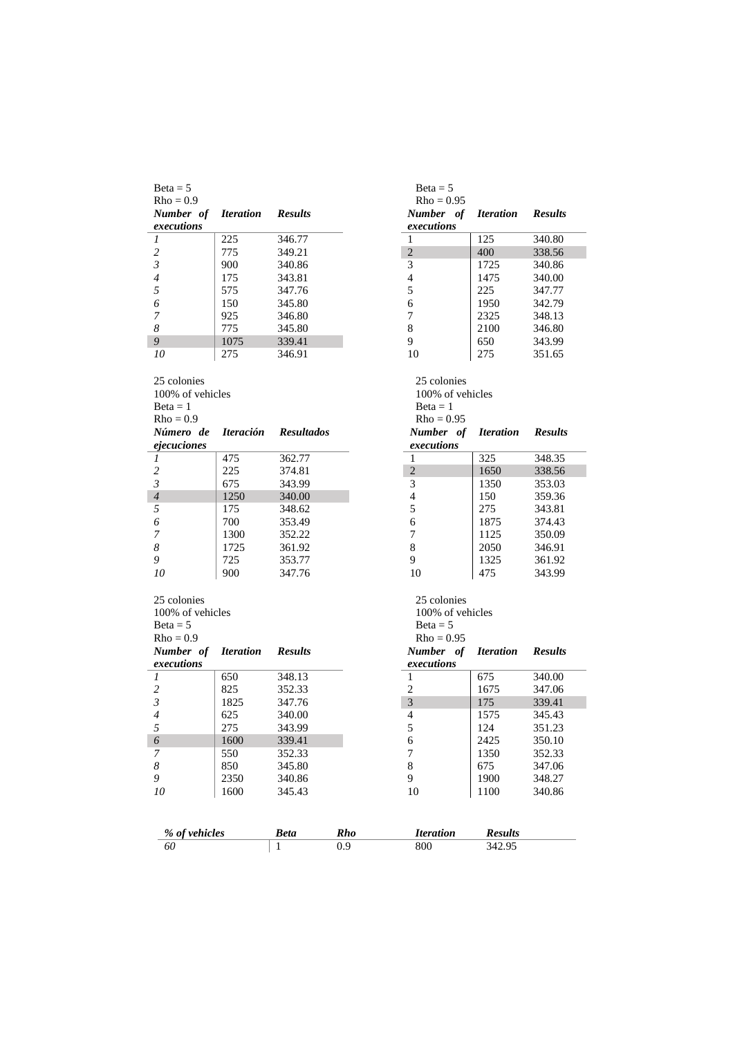Beta = 5
Rho = 0.9

| *Number of executions* | *Iteration* | *Results* |
|---|---|---|
| *1* | 225 | 346.77 |
| *2* | 775 | 349.21 |
| *3* | 900 | 340.86 |
| *4* | 175 | 343.81 |
| *5* | 575 | 347.76 |
| *6* | 150 | 345.80 |
| *7* | 925 | 346.80 |
| *8* | 775 | 345.80 |
| *9* | 1075 | 339.41 |
| *10* | 275 | 346.91 |

Beta = 5
Rho = 0.95

| *Number of executions* | *Iteration* | *Results* |
|---|---|---|
| 1 | 125 | 340.80 |
| 2 | 400 | 338.56 |
| 3 | 1725 | 340.86 |
| 4 | 1475 | 340.00 |
| 5 | 225 | 347.77 |
| 6 | 1950 | 342.79 |
| 7 | 2325 | 348.13 |
| 8 | 2100 | 346.80 |
| 9 | 650 | 343.99 |
| 10 | 275 | 351.65 |

25 colonies
100% of vehicles
Beta = 1
Rho = 0.9

| *Número de ejecuciones* | *Iteración* | *Resultados* |
|---|---|---|
| *1* | 475 | 362.77 |
| *2* | 225 | 374.81 |
| *3* | 675 | 343.99 |
| *4* | 1250 | 340.00 |
| *5* | 175 | 348.62 |
| *6* | 700 | 353.49 |
| *7* | 1300 | 352.22 |
| *8* | 1725 | 361.92 |
| *9* | 725 | 353.77 |
| *10* | 900 | 347.76 |

25 colonies
100% of vehicles
Beta = 1
Rho = 0.95

| *Number of executions* | *Iteration* | *Results* |
|---|---|---|
| 1 | 325 | 348.35 |
| 2 | 1650 | 338.56 |
| 3 | 1350 | 353.03 |
| 4 | 150 | 359.36 |
| 5 | 275 | 343.81 |
| 6 | 1875 | 374.43 |
| 7 | 1125 | 350.09 |
| 8 | 2050 | 346.91 |
| 9 | 1325 | 361.92 |
| 10 | 475 | 343.99 |

25 colonies
100% of vehicles
Beta = 5
Rho = 0.9

| *Number of executions* | *Iteration* | *Results* |
|---|---|---|
| *1* | 650 | 348.13 |
| *2* | 825 | 352.33 |
| *3* | 1825 | 347.76 |
| *4* | 625 | 340.00 |
| *5* | 275 | 343.99 |
| *6* | 1600 | 339.41 |
| *7* | 550 | 352.33 |
| *8* | 850 | 345.80 |
| *9* | 2350 | 340.86 |
| *10* | 1600 | 345.43 |

25 colonies
100% of vehicles
Beta = 5
Rho = 0.95

| *Number of executions* | *Iteration* | *Results* |
|---|---|---|
| 1 | 675 | 340.00 |
| 2 | 1675 | 347.06 |
| 3 | 175 | 339.41 |
| 4 | 1575 | 345.43 |
| 5 | 124 | 351.23 |
| 6 | 2425 | 350.10 |
| 7 | 1350 | 352.33 |
| 8 | 675 | 347.06 |
| 9 | 1900 | 348.27 |
| 10 | 1100 | 340.86 |

| *% of vehicles* | *Beta* | *Rho* | *Iteration* | *Results* |
|---|---|---|---|---|
| *60* | 1 | 0.9 | 800 | 342.95 |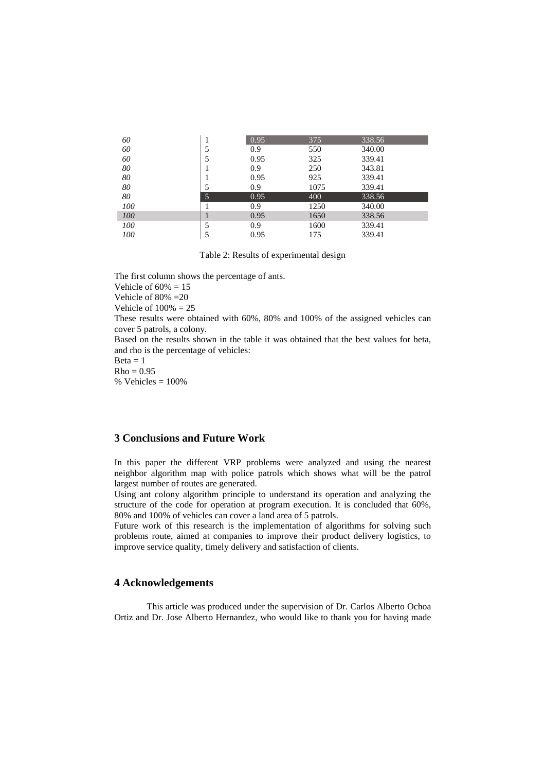| | | | | |
|---|---|---|---|---|
| *60* | 1 | 0.95 | 375 | 338.56 |
| *60* | 5 | 0.9 | 550 | 340.00 |
| *60* | 5 | 0.95 | 325 | 339.41 |
| *80* | 1 | 0.9 | 250 | 343.81 |
| *80* | 1 | 0.95 | 925 | 339.41 |
| *80* | 5 | 0.9 | 1075 | 339.41 |
| *80* | 5 | 0.95 | 400 | 338.56 |
| *100* | 1 | 0.9 | 1250 | 340.00 |
| *100* | 1 | 0.95 | 1650 | 338.56 |
| *100* | 5 | 0.9 | 1600 | 339.41 |
| *100* | 5 | 0.95 | 175 | 339.41 |

Table 2: Results of experimental design

The first column shows the percentage of ants.
Vehicle of 60% = 15
Vehicle of 80% =20
Vehicle of 100% = 25
These results were obtained with 60%, 80% and 100% of the assigned vehicles can cover 5 patrols, a colony.
Based on the results shown in the table it was obtained that the best values for beta, and rho is the percentage of vehicles:
Beta = 1
Rho = 0.95
% Vehicles = 100%

## 3 Conclusions and Future Work

In this paper the different VRP problems were analyzed and using the nearest neighbor algorithm map with police patrols which shows what will be the patrol largest number of routes are generated.
Using ant colony algorithm principle to understand its operation and analyzing the structure of the code for operation at program execution. It is concluded that 60%, 80% and 100% of vehicles can cover a land area of 5 patrols.
Future work of this research is the implementation of algorithms for solving such problems route, aimed at companies to improve their product delivery logistics, to improve service quality, timely delivery and satisfaction of clients.

## 4 Acknowledgements

This article was produced under the supervision of Dr. Carlos Alberto Ochoa Ortiz and Dr. Jose Alberto Hernandez, who would like to thank you for having made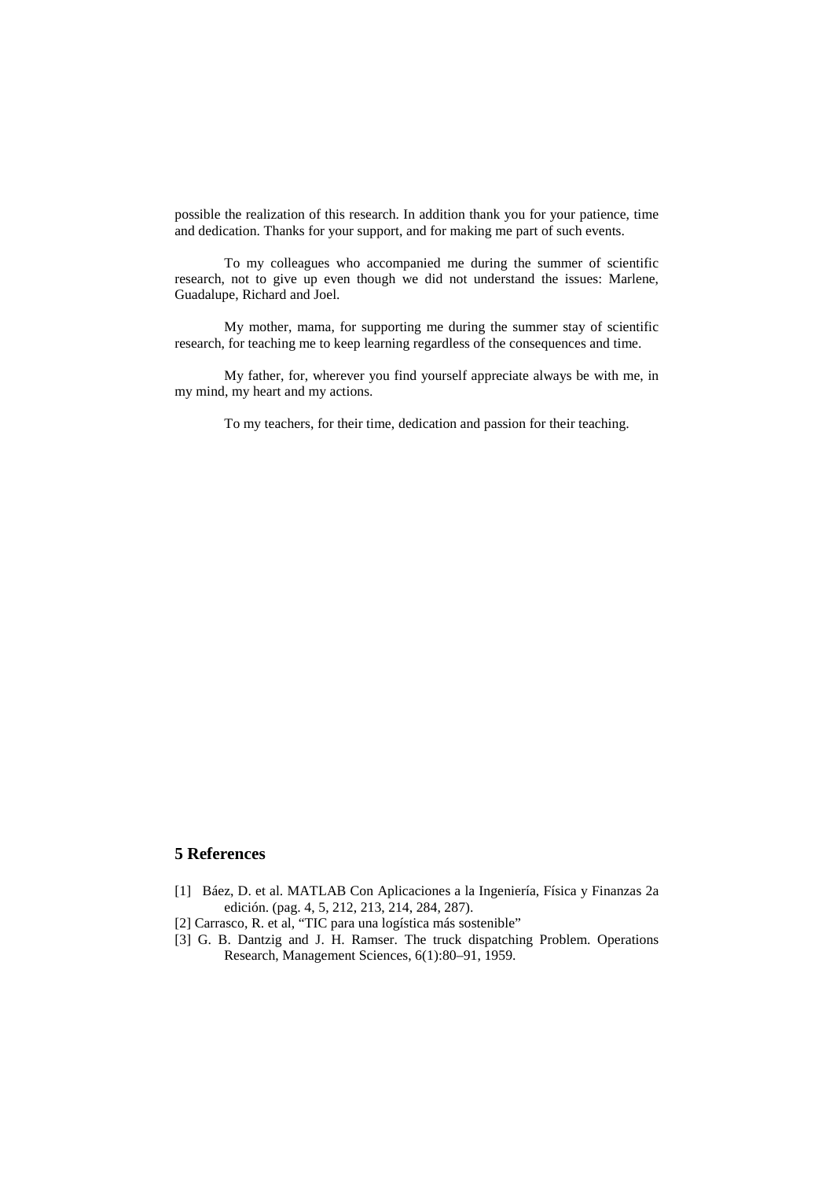possible the realization of this research. In addition thank you for your patience, time and dedication. Thanks for your support, and for making me part of such events.

To my colleagues who accompanied me during the summer of scientific research, not to give up even though we did not understand the issues: Marlene, Guadalupe, Richard and Joel.

My mother, mama, for supporting me during the summer stay of scientific research, for teaching me to keep learning regardless of the consequences and time.

My father, for, wherever you find yourself appreciate always be with me, in my mind, my heart and my actions.

To my teachers, for their time, dedication and passion for their teaching.

## 5 References

[1] Báez, D. et al. MATLAB Con Aplicaciones a la Ingeniería, Física y Finanzas 2a edición. (pag. 4, 5, 212, 213, 214, 284, 287).

[2] Carrasco, R. et al, "TIC para una logística más sostenible"

[3] G. B. Dantzig and J. H. Ramser. The truck dispatching Problem. Operations Research, Management Sciences, 6(1):80–91, 1959.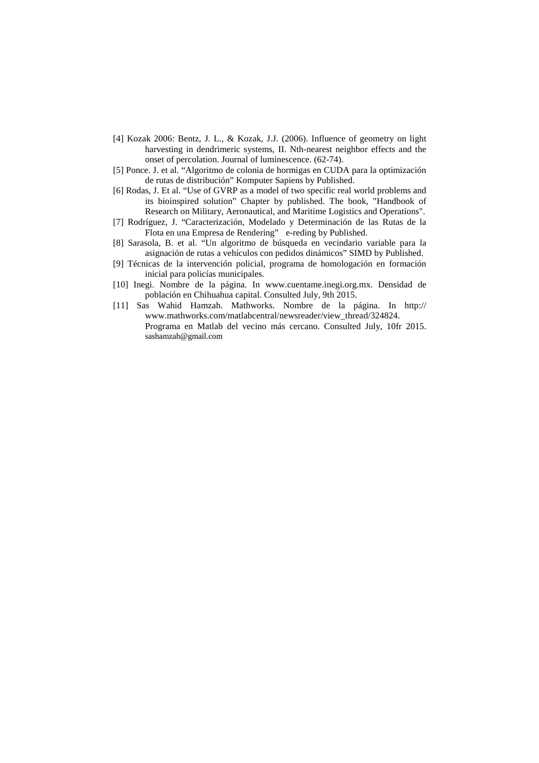[4] Kozak 2006: Bentz, J. L., & Kozak, J.J. (2006). Influence of geometry on light harvesting in dendrimeric systems, II. Nth-nearest neighbor effects and the onset of percolation. Journal of luminescence. (62-74).

[5] Ponce. J. et al. "Algoritmo de colonia de hormigas en CUDA para la optimización de rutas de distribución" Komputer Sapiens by Published.

[6] Rodas, J. Et al. "Use of GVRP as a model of two specific real world problems and its bioinspired solution" Chapter by published. The book, "Handbook of Research on Military, Aeronautical, and Maritime Logistics and Operations".

[7] Rodríguez, J. "Caracterización, Modelado y Determinación de las Rutas de la Flota en una Empresa de Rendering" e-reding by Published.

[8] Sarasola, B. et al. "Un algoritmo de búsqueda en vecindario variable para la asignación de rutas a vehículos con pedidos dinámicos" SIMD by Published.

[9] Técnicas de la intervención policial, programa de homologación en formación inicial para policías municipales.

[10] Inegi. Nombre de la página. In www.cuentame.inegi.org.mx. Densidad de población en Chihuahua capital. Consulted July, 9th 2015.

[11] Sas Wahid Hamzah. Mathworks. Nombre de la página. In http:// www.mathworks.com/matlabcentral/newsreader/view_thread/324824. Programa en Matlab del vecino más cercano. Consulted July, 10fr 2015. sashamzah@gmail.com